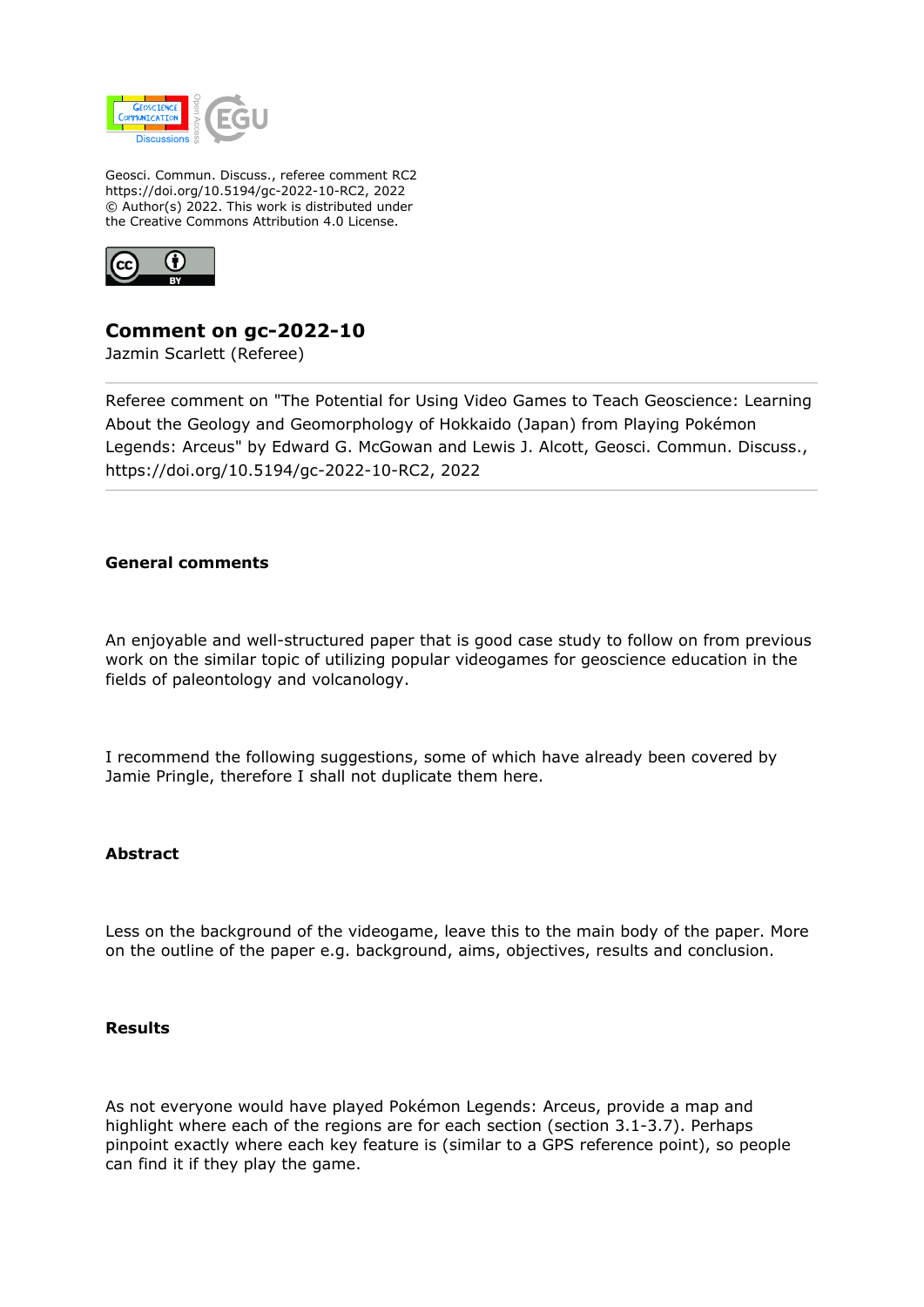Geosci. Commun. Discuss., referee comment RC2
https://doi.org/10.5194/gc-2022-10-RC2, 2022
© Author(s) 2022. This work is distributed under
the Creative Commons Attribution 4.0 License.

# Comment on gc-2022-10

Jazmin Scarlett (Referee)

Referee comment on "The Potential for Using Video Games to Teach Geoscience: Learning About the Geology and Geomorphology of Hokkaido (Japan) from Playing Pokémon Legends: Arceus" by Edward G. McGowan and Lewis J. Alcott, Geosci. Commun. Discuss., https://doi.org/10.5194/gc-2022-10-RC2, 2022

---

**General comments**

An enjoyable and well-structured paper that is good case study to follow on from previous work on the similar topic of utilizing popular videogames for geoscience education in the fields of paleontology and volcanology.

I recommend the following suggestions, some of which have already been covered by Jamie Pringle, therefore I shall not duplicate them here.

**Abstract**

Less on the background of the videogame, leave this to the main body of the paper. More on the outline of the paper e.g. background, aims, objectives, results and conclusion.

**Results**

As not everyone would have played Pokémon Legends: Arceus, provide a map and highlight where each of the regions are for each section (section 3.1-3.7). Perhaps pinpoint exactly where each key feature is (similar to a GPS reference point), so people can find it if they play the game.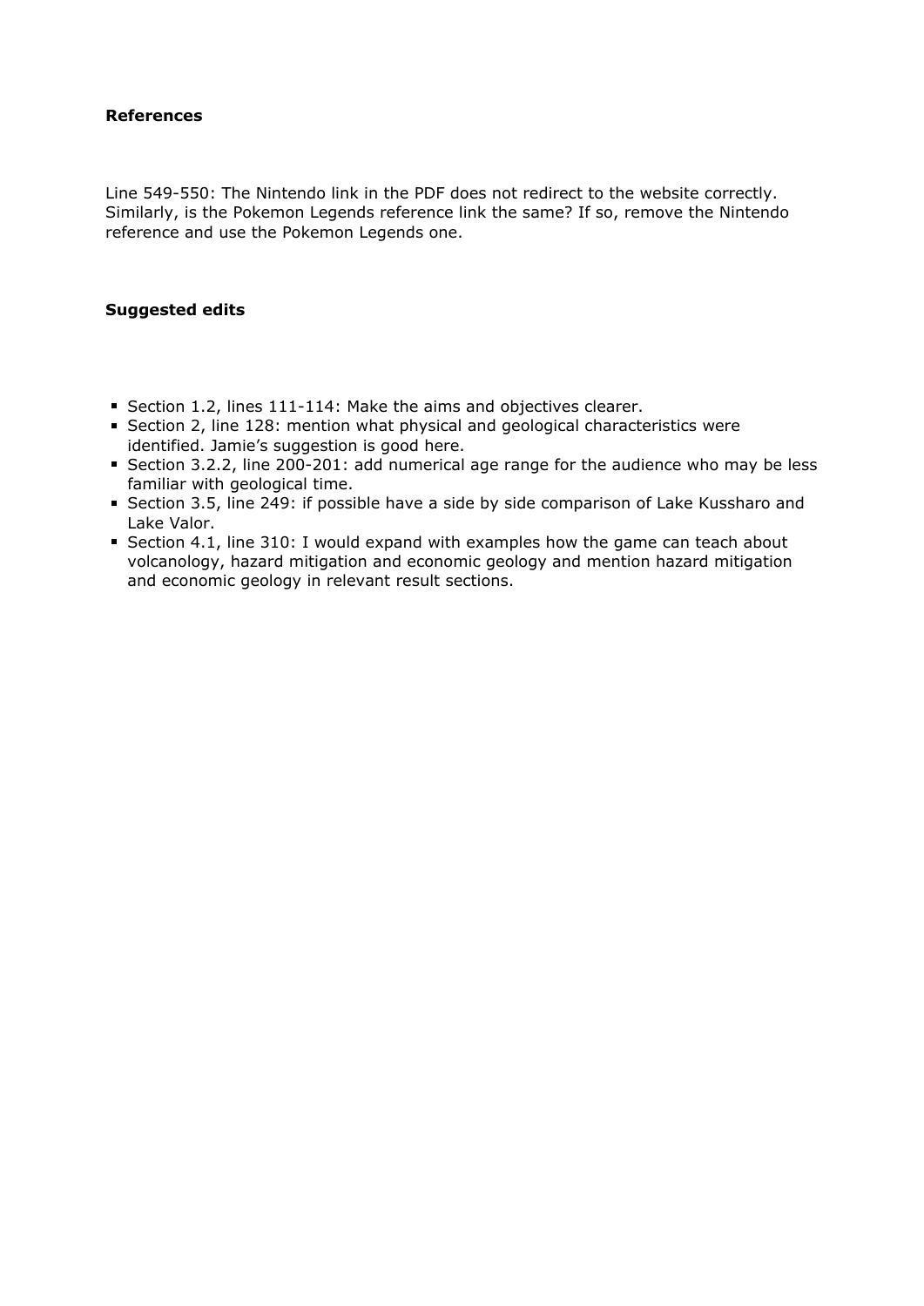**References**

Line 549-550: The Nintendo link in the PDF does not redirect to the website correctly. Similarly, is the Pokemon Legends reference link the same? If so, remove the Nintendo reference and use the Pokemon Legends one.

**Suggested edits**

- Section 1.2, lines 111-114: Make the aims and objectives clearer.
- Section 2, line 128: mention what physical and geological characteristics were identified. Jamie's suggestion is good here.
- Section 3.2.2, line 200-201: add numerical age range for the audience who may be less familiar with geological time.
- Section 3.5, line 249: if possible have a side by side comparison of Lake Kussharo and Lake Valor.
- Section 4.1, line 310: I would expand with examples how the game can teach about volcanology, hazard mitigation and economic geology and mention hazard mitigation and economic geology in relevant result sections.